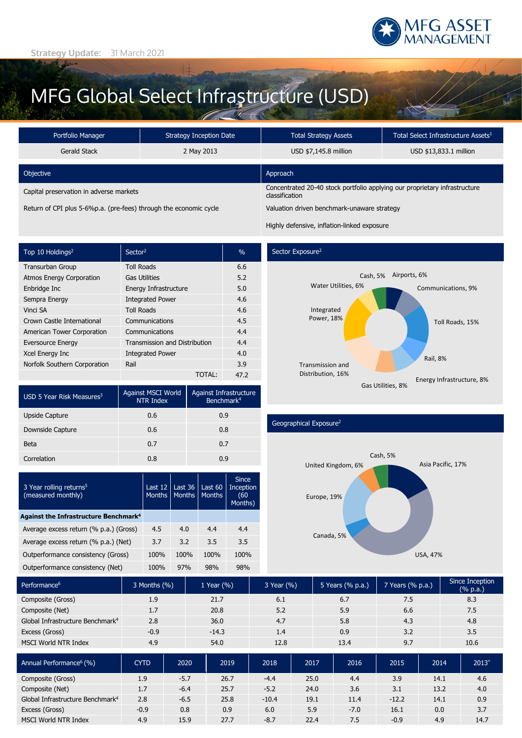Strategy Update: 31 March 2021

# MFG Global Select Infrastructure (USD)

| Portfolio Manager | Strategy Inception Date | Total Strategy Assets | Total Select Infrastructure Assets[1] |
|---|---|---|---|
| Gerald Stack | 2 May 2013 | USD $7,145.8 million | USD $13,833.1 million |

| Objective | Approach |
|---|---|
| Capital preservation in adverse markets | Concentrated 20-40 stock portfolio applying our proprietary infrastructure classification |
| Return of CPI plus 5-6%p.a. (pre-fees) through the economic cycle | Valuation driven benchmark-unaware strategy |
| | Highly defensive, inflation-linked exposure |

| Top 10 Holdings[2] | Sector[2] | % |
|---|---|---|
| Transurban Group | Toll Roads | 6.6 |
| Atmos Energy Corporation | Gas Utilities | 5.2 |
| Enbridge Inc | Energy Infrastructure | 5.0 |
| Sempra Energy | Integrated Power | 4.6 |
| Vinci SA | Toll Roads | 4.6 |
| Crown Castle International | Communications | 4.5 |
| American Tower Corporation | Communications | 4.4 |
| Eversource Energy | Transmission and Distribution | 4.4 |
| Xcel Energy Inc | Integrated Power | 4.0 |
| Norfolk Southern Corporation | Rail | 3.9 |
| | TOTAL: | 47.2 |

## Sector Exposure[2]

| Sector | % |
|---|---|
| Airports | 6% |
| Communications | 9% |
| Toll Roads | 15% |
| Rail | 8% |
| Energy Infrastructure | 8% |
| Gas Utilities | 8% |
| Transmission and Distribution | 16% |
| Integrated Power | 18% |
| Water Utilities | 6% |
| Cash | 5% |

| USD 5 Year Risk Measures[3] | Against MSCI World NTR Index | Against Infrastructure Benchmark[4] |
|---|---|---|
| Upside Capture | 0.6 | 0.9 |
| Downside Capture | 0.6 | 0.8 |
| Beta | 0.7 | 0.7 |
| Correlation | 0.8 | 0.9 |

## Geographical Exposure[2]

| Region | % |
|---|---|
| Asia Pacific | 17% |
| USA | 47% |
| Canada | 5% |
| Europe | 19% |
| United Kingdom | 6% |
| Cash | 5% |

| 3 Year rolling returns[5] (measured monthly) | Last 12 Months | Last 36 Months | Last 60 Months | Since Inception (60 Months) |
|---|---|---|---|---|
| **Against the Infrastructure Benchmark[4]** | | | | |
| Average excess return (% p.a.) (Gross) | 4.5 | 4.0 | 4.4 | 4.4 |
| Average excess return (% p.a.) (Net) | 3.7 | 3.2 | 3.5 | 3.5 |
| Outperformance consistency (Gross) | 100% | 100% | 100% | 100% |
| Outperformance consistency (Net) | 100% | 97% | 98% | 98% |

| Performance[6] | 3 Months (%) | 1 Year (%) | 3 Year (%) | 5 Years (% p.a.) | 7 Years (% p.a.) | Since Inception (% p.a.) |
|---|---|---|---|---|---|---|
| Composite (Gross) | 1.9 | 21.7 | 6.1 | 6.7 | 7.5 | 8.3 |
| Composite (Net) | 1.7 | 20.8 | 5.2 | 5.9 | 6.6 | 7.5 |
| Global Infrastructure Benchmark[4] | 2.8 | 36.0 | 4.7 | 5.8 | 4.3 | 4.8 |
| Excess (Gross) | -0.9 | -14.3 | 1.4 | 0.9 | 3.2 | 3.5 |
| MSCI World NTR Index | 4.9 | 54.0 | 12.8 | 13.4 | 9.7 | 10.6 |

| Annual Performance[6] (%) | CYTD | 2020 | 2019 | 2018 | 2017 | 2016 | 2015 | 2014 | 2013* |
|---|---|---|---|---|---|---|---|---|---|
| Composite (Gross) | 1.9 | -5.7 | 26.7 | -4.4 | 25.0 | 4.4 | 3.9 | 14.1 | 4.6 |
| Composite (Net) | 1.7 | -6.4 | 25.7 | -5.2 | 24.0 | 3.6 | 3.1 | 13.2 | 4.0 |
| Global Infrastructure Benchmark[4] | 2.8 | -6.5 | 25.8 | -10.4 | 19.1 | 11.4 | -12.2 | 14.1 | 0.9 |
| Excess (Gross) | -0.9 | 0.8 | 0.9 | 6.0 | 5.9 | -7.0 | 16.1 | 0.0 | 3.7 |
| MSCI World NTR Index | 4.9 | 15.9 | 27.7 | -8.7 | 22.4 | 7.5 | -0.9 | 4.9 | 14.7 |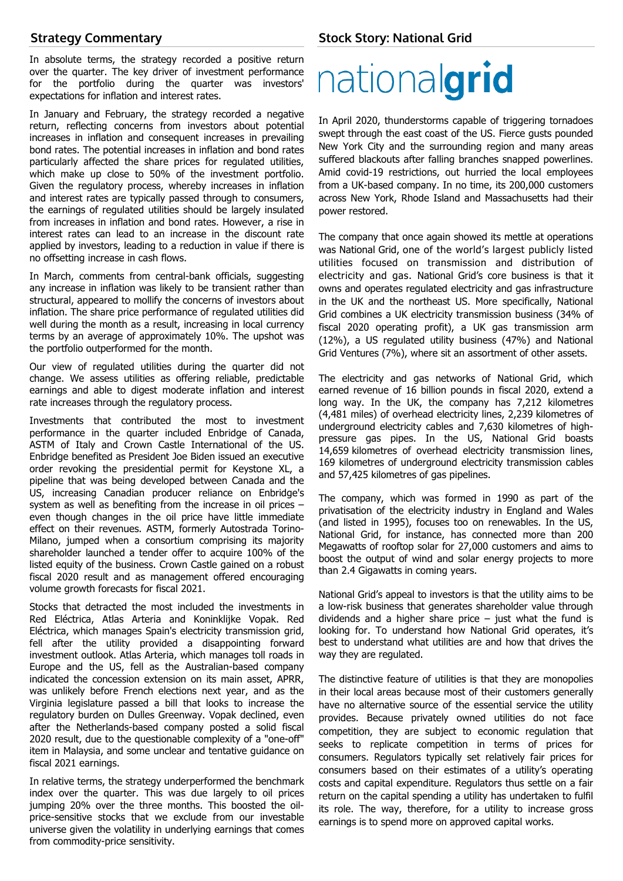## Strategy Commentary

In absolute terms, the strategy recorded a positive return over the quarter. The key driver of investment performance for the portfolio during the quarter was investors' expectations for inflation and interest rates.

In January and February, the strategy recorded a negative return, reflecting concerns from investors about potential increases in inflation and consequent increases in prevailing bond rates. The potential increases in inflation and bond rates particularly affected the share prices for regulated utilities, which make up close to 50% of the investment portfolio. Given the regulatory process, whereby increases in inflation and interest rates are typically passed through to consumers, the earnings of regulated utilities should be largely insulated from increases in inflation and bond rates. However, a rise in interest rates can lead to an increase in the discount rate applied by investors, leading to a reduction in value if there is no offsetting increase in cash flows.

In March, comments from central-bank officials, suggesting any increase in inflation was likely to be transient rather than structural, appeared to mollify the concerns of investors about inflation. The share price performance of regulated utilities did well during the month as a result, increasing in local currency terms by an average of approximately 10%. The upshot was the portfolio outperformed for the month.

Our view of regulated utilities during the quarter did not change. We assess utilities as offering reliable, predictable earnings and able to digest moderate inflation and interest rate increases through the regulatory process.

Investments that contributed the most to investment performance in the quarter included Enbridge of Canada, ASTM of Italy and Crown Castle International of the US. Enbridge benefited as President Joe Biden issued an executive order revoking the presidential permit for Keystone XL, a pipeline that was being developed between Canada and the US, increasing Canadian producer reliance on Enbridge's system as well as benefiting from the increase in oil prices – even though changes in the oil price have little immediate effect on their revenues. ASTM, formerly Autostrada Torino-Milano, jumped when a consortium comprising its majority shareholder launched a tender offer to acquire 100% of the listed equity of the business. Crown Castle gained on a robust fiscal 2020 result and as management offered encouraging volume growth forecasts for fiscal 2021.

Stocks that detracted the most included the investments in Red Eléctrica, Atlas Arteria and Koninklijke Vopak. Red Eléctrica, which manages Spain's electricity transmission grid, fell after the utility provided a disappointing forward investment outlook. Atlas Arteria, which manages toll roads in Europe and the US, fell as the Australian-based company indicated the concession extension on its main asset, APRR, was unlikely before French elections next year, and as the Virginia legislature passed a bill that looks to increase the regulatory burden on Dulles Greenway. Vopak declined, even after the Netherlands-based company posted a solid fiscal 2020 result, due to the questionable complexity of a "one-off" item in Malaysia, and some unclear and tentative guidance on fiscal 2021 earnings.

In relative terms, the strategy underperformed the benchmark index over the quarter. This was due largely to oil prices jumping 20% over the three months. This boosted the oil-price-sensitive stocks that we exclude from our investable universe given the volatility in underlying earnings that comes from commodity-price sensitivity.

## Stock Story: National Grid

nationalgrid

In April 2020, thunderstorms capable of triggering tornadoes swept through the east coast of the US. Fierce gusts pounded New York City and the surrounding region and many areas suffered blackouts after falling branches snapped powerlines. Amid covid-19 restrictions, out hurried the local employees from a UK-based company. In no time, its 200,000 customers across New York, Rhode Island and Massachusetts had their power restored.

The company that once again showed its mettle at operations was National Grid, one of the world's largest publicly listed utilities focused on transmission and distribution of electricity and gas. National Grid's core business is that it owns and operates regulated electricity and gas infrastructure in the UK and the northeast US. More specifically, National Grid combines a UK electricity transmission business (34% of fiscal 2020 operating profit), a UK gas transmission arm (12%), a US regulated utility business (47%) and National Grid Ventures (7%), where sit an assortment of other assets.

The electricity and gas networks of National Grid, which earned revenue of 16 billion pounds in fiscal 2020, extend a long way. In the UK, the company has 7,212 kilometres (4,481 miles) of overhead electricity lines, 2,239 kilometres of underground electricity cables and 7,630 kilometres of high-pressure gas pipes. In the US, National Grid boasts 14,659 kilometres of overhead electricity transmission lines, 169 kilometres of underground electricity transmission cables and 57,425 kilometres of gas pipelines.

The company, which was formed in 1990 as part of the privatisation of the electricity industry in England and Wales (and listed in 1995), focuses too on renewables. In the US, National Grid, for instance, has connected more than 200 Megawatts of rooftop solar for 27,000 customers and aims to boost the output of wind and solar energy projects to more than 2.4 Gigawatts in coming years.

National Grid's appeal to investors is that the utility aims to be a low-risk business that generates shareholder value through dividends and a higher share price – just what the fund is looking for. To understand how National Grid operates, it's best to understand what utilities are and how that drives the way they are regulated.

The distinctive feature of utilities is that they are monopolies in their local areas because most of their customers generally have no alternative source of the essential service the utility provides. Because privately owned utilities do not face competition, they are subject to economic regulation that seeks to replicate competition in terms of prices for consumers. Regulators typically set relatively fair prices for consumers based on their estimates of a utility's operating costs and capital expenditure. Regulators thus settle on a fair return on the capital spending a utility has undertaken to fulfil its role. The way, therefore, for a utility to increase gross earnings is to spend more on approved capital works.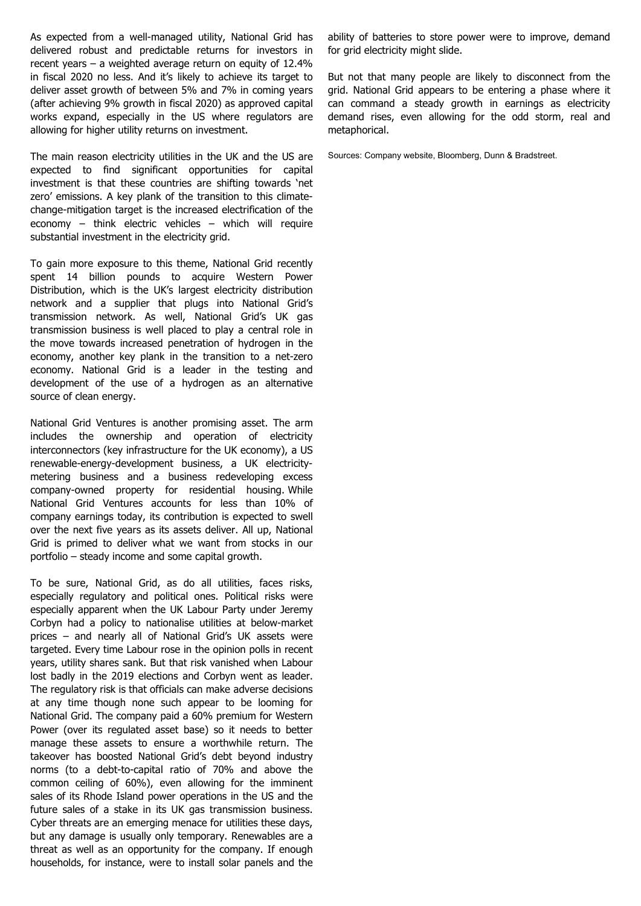As expected from a well-managed utility, National Grid has delivered robust and predictable returns for investors in recent years – a weighted average return on equity of 12.4% in fiscal 2020 no less. And it's likely to achieve its target to deliver asset growth of between 5% and 7% in coming years (after achieving 9% growth in fiscal 2020) as approved capital works expand, especially in the US where regulators are allowing for higher utility returns on investment.

The main reason electricity utilities in the UK and the US are expected to find significant opportunities for capital investment is that these countries are shifting towards 'net zero' emissions. A key plank of the transition to this climate-change-mitigation target is the increased electrification of the economy – think electric vehicles – which will require substantial investment in the electricity grid.

To gain more exposure to this theme, National Grid recently spent 14 billion pounds to acquire Western Power Distribution, which is the UK's largest electricity distribution network and a supplier that plugs into National Grid's transmission network. As well, National Grid's UK gas transmission business is well placed to play a central role in the move towards increased penetration of hydrogen in the economy, another key plank in the transition to a net-zero economy. National Grid is a leader in the testing and development of the use of a hydrogen as an alternative source of clean energy.

National Grid Ventures is another promising asset. The arm includes the ownership and operation of electricity interconnectors (key infrastructure for the UK economy), a US renewable-energy-development business, a UK electricity-metering business and a business redeveloping excess company-owned property for residential housing. While National Grid Ventures accounts for less than 10% of company earnings today, its contribution is expected to swell over the next five years as its assets deliver. All up, National Grid is primed to deliver what we want from stocks in our portfolio – steady income and some capital growth.

To be sure, National Grid, as do all utilities, faces risks, especially regulatory and political ones. Political risks were especially apparent when the UK Labour Party under Jeremy Corbyn had a policy to nationalise utilities at below-market prices – and nearly all of National Grid's UK assets were targeted. Every time Labour rose in the opinion polls in recent years, utility shares sank. But that risk vanished when Labour lost badly in the 2019 elections and Corbyn went as leader. The regulatory risk is that officials can make adverse decisions at any time though none such appear to be looming for National Grid. The company paid a 60% premium for Western Power (over its regulated asset base) so it needs to better manage these assets to ensure a worthwhile return. The takeover has boosted National Grid's debt beyond industry norms (to a debt-to-capital ratio of 70% and above the common ceiling of 60%), even allowing for the imminent sales of its Rhode Island power operations in the US and the future sales of a stake in its UK gas transmission business. Cyber threats are an emerging menace for utilities these days, but any damage is usually only temporary. Renewables are a threat as well as an opportunity for the company. If enough households, for instance, were to install solar panels and the ability of batteries to store power were to improve, demand for grid electricity might slide.

But not that many people are likely to disconnect from the grid. National Grid appears to be entering a phase where it can command a steady growth in earnings as electricity demand rises, even allowing for the odd storm, real and metaphorical.

Sources: Company website, Bloomberg, Dunn & Bradstreet.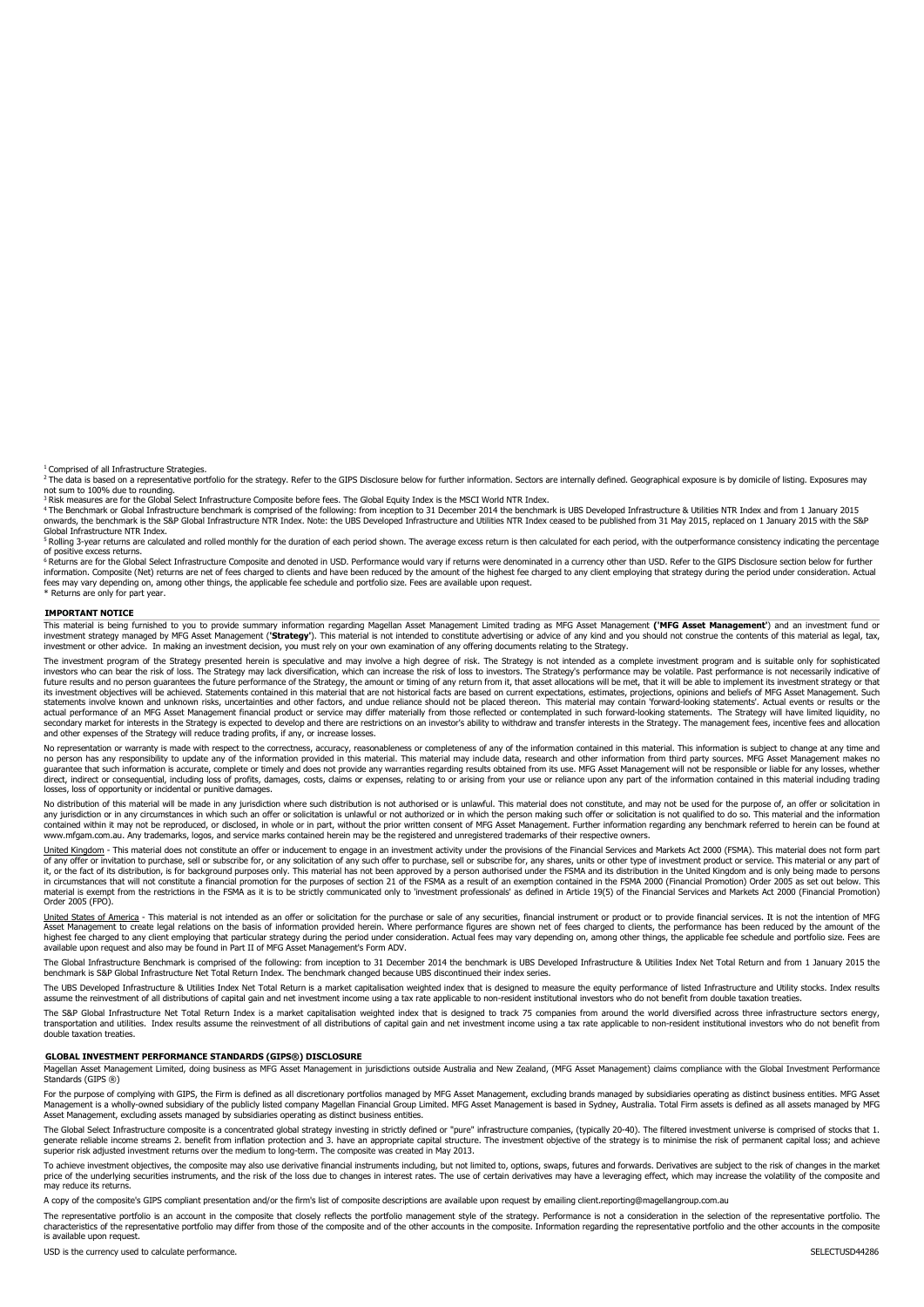[1] Comprised of all Infrastructure Strategies.

[2] The data is based on a representative portfolio for the strategy. Refer to the GIPS Disclosure below for further information. Sectors are internally defined. Geographical exposure is by domicile of listing. Exposures may not sum to 100% due to rounding.

[3] Risk measures are for the Global Select Infrastructure Composite before fees. The Global Equity Index is the MSCI World NTR Index.

[4] The Benchmark or Global Infrastructure benchmark is comprised of the following: from inception to 31 December 2014 the benchmark is UBS Developed Infrastructure & Utilities NTR Index and from 1 January 2015 onwards, the benchmark is the S&P Global Infrastructure NTR Index. Note: the UBS Developed Infrastructure and Utilities NTR Index ceased to be published from 31 May 2015, replaced on 1 January 2015 with the S&P Global Infrastructure NTR Index.

[5] Rolling 3-year returns are calculated and rolled monthly for the duration of each period shown. The average excess return is then calculated for each period, with the outperformance consistency indicating the percentage of positive excess returns.

[6] Returns are for the Global Select Infrastructure Composite and denoted in USD. Performance would vary if returns were denominated in a currency other than USD. Refer to the GIPS Disclosure section below for further information. Composite (Net) returns are net of fees charged to clients and have been reduced by the amount of the highest fee charged to any client employing that strategy during the period under consideration. Actual fees may vary depending on, among other things, the applicable fee schedule and portfolio size. Fees are available upon request.

* Returns are only for part year.

## IMPORTANT NOTICE

This material is being furnished to you to provide summary information regarding Magellan Asset Management Limited trading as MFG Asset Management (**'MFG Asset Management'**) and an investment fund or investment strategy managed by MFG Asset Management (**'Strategy'**). This material is not intended to constitute advertising or advice of any kind and you should not construe the contents of this material as legal, tax, investment or other advice. In making an investment decision, you must rely on your own examination of any offering documents relating to the Strategy.

The investment program of the Strategy presented herein is speculative and may involve a high degree of risk. The Strategy is not intended as a complete investment program and is suitable only for sophisticated investors who can bear the risk of loss. The Strategy may lack diversification, which can increase the risk of loss to investors. The Strategy's performance may be volatile. Past performance is not necessarily indicative of future results and no person guarantees the future performance of the Strategy, the amount or timing of any return from it, that asset allocations will be met, that it will be able to implement its investment strategy or that its investment objectives will be achieved. Statements contained in this material that are not historical facts are based on current expectations, estimates, projections, opinions and beliefs of MFG Asset Management. Such statements involve known and unknown risks, uncertainties and other factors, and undue reliance should not be placed thereon. This material may contain 'forward-looking statements'. Actual events or results or the actual performance of an MFG Asset Management financial product or service may differ materially from those reflected or contemplated in such forward-looking statements. The Strategy will have limited liquidity, no secondary market for interests in the Strategy is expected to develop and there are restrictions on an investor's ability to withdraw and transfer interests in the Strategy. The management fees, incentive fees and allocation and other expenses of the Strategy will reduce trading profits, if any, or increase losses.

No representation or warranty is made with respect to the correctness, accuracy, reasonableness or completeness of any of the information contained in this material. This information is subject to change at any time and no person has any responsibility to update any of the information provided in this material. This material may include data, research and other information from third party sources. MFG Asset Management makes no guarantee that such information is accurate, complete or timely and does not provide any warranties regarding results obtained from its use. MFG Asset Management will not be responsible or liable for any losses, whether direct, indirect or consequential, including loss of profits, damages, costs, claims or expenses, relating to or arising from your use or reliance upon any part of the information contained in this material including trading losses, loss of opportunity or incidental or punitive damages.

No distribution of this material will be made in any jurisdiction where such distribution is not authorised or is unlawful. This material does not constitute, and may not be used for the purpose of, an offer or solicitation in any jurisdiction or in any circumstances in which such an offer or solicitation is unlawful or not authorized or in which the person making such offer or solicitation is not qualified to do so. This material and the information contained within it may not be reproduced, or disclosed, in whole or in part, without the prior written consent of MFG Asset Management. Further information regarding any benchmark referred to herein can be found at www.mfgam.com.au. Any trademarks, logos, and service marks contained herein may be the registered and unregistered trademarks of their respective owners.

United Kingdom - This material does not constitute an offer or inducement to engage in an investment activity under the provisions of the Financial Services and Markets Act 2000 (FSMA). This material does not form part of any offer or invitation to purchase, sell or subscribe for, or any solicitation of any such offer to purchase, sell or subscribe for, any shares, units or other type of investment product or service. This material or any part of it, or the fact of its distribution, is for background purposes only. This material has not been approved by a person authorised under the FSMA and its distribution in the United Kingdom and is only being made to persons in circumstances that will not constitute a financial promotion for the purposes of section 21 of the FSMA as a result of an exemption contained in the FSMA 2000 (Financial Promotion) Order 2005 as set out below. This material is exempt from the restrictions in the FSMA as it is to be strictly communicated only to 'investment professionals' as defined in Article 19(5) of the Financial Services and Markets Act 2000 (Financial Promotion) Order 2005 (FPO).

United States of America - This material is not intended as an offer or solicitation for the purchase or sale of any securities, financial instrument or product or to provide financial services. It is not the intention of MFG Asset Management to create legal relations on the basis of information provided herein. Where performance figures are shown net of fees charged to clients, the performance has been reduced by the amount of the highest fee charged to any client employing that particular strategy during the period under consideration. Actual fees may vary depending on, among other things, the applicable fee schedule and portfolio size. Fees are available upon request and also may be found in Part II of MFG Asset Management's Form ADV.

The Global Infrastructure Benchmark is comprised of the following: from inception to 31 December 2014 the benchmark is UBS Developed Infrastructure & Utilities Index Net Total Return and from 1 January 2015 the benchmark is S&P Global Infrastructure Net Total Return Index. The benchmark changed because UBS discontinued their index series.

The UBS Developed Infrastructure & Utilities Index Net Total Return is a market capitalisation weighted index that is designed to measure the equity performance of listed Infrastructure and Utility stocks. Index results assume the reinvestment of all distributions of capital gain and net investment income using a tax rate applicable to non-resident institutional investors who do not benefit from double taxation treaties.

The S&P Global Infrastructure Net Total Return Index is a market capitalisation weighted index that is designed to track 75 companies from around the world diversified across three infrastructure sectors energy, transportation and utilities. Index results assume the reinvestment of all distributions of capital gain and net investment income using a tax rate applicable to non-resident institutional investors who do not benefit from double taxation treaties.

## GLOBAL INVESTMENT PERFORMANCE STANDARDS (GIPS®) DISCLOSURE

Magellan Asset Management Limited, doing business as MFG Asset Management in jurisdictions outside Australia and New Zealand, (MFG Asset Management) claims compliance with the Global Investment Performance Standards (GIPS ®)

For the purpose of complying with GIPS, the Firm is defined as all discretionary portfolios managed by MFG Asset Management, excluding brands managed by subsidiaries operating as distinct business entities. MFG Asset Management is a wholly-owned subsidiary of the publicly listed company Magellan Financial Group Limited. MFG Asset Management is based in Sydney, Australia. Total Firm assets is defined as all assets managed by MFG Asset Management, excluding assets managed by subsidiaries operating as distinct business entities.

The Global Select Infrastructure composite is a concentrated global strategy investing in strictly defined or "pure" infrastructure companies, (typically 20-40). The filtered investment universe is comprised of stocks that 1. generate reliable income streams 2. benefit from inflation protection and 3. have an appropriate capital structure. The investment objective of the strategy is to minimise the risk of permanent capital loss; and achieve superior risk adjusted investment returns over the medium to long-term. The composite was created in May 2013.

To achieve investment objectives, the composite may also use derivative financial instruments including, but not limited to, options, swaps, futures and forwards. Derivatives are subject to the risk of changes in the market price of the underlying securities instruments, and the risk of the loss due to changes in interest rates. The use of certain derivatives may have a leveraging effect, which may increase the volatility of the composite and may reduce its returns.

A copy of the composite's GIPS compliant presentation and/or the firm's list of composite descriptions are available upon request by emailing client.reporting@magellangroup.com.au

The representative portfolio is an account in the composite that closely reflects the portfolio management style of the strategy. Performance is not a consideration in the selection of the representative portfolio. The characteristics of the representative portfolio may differ from those of the composite and of the other accounts in the composite. Information regarding the representative portfolio and the other accounts in the composite is available upon request.

USD is the currency used to calculate performance.

SELECTUSD44286